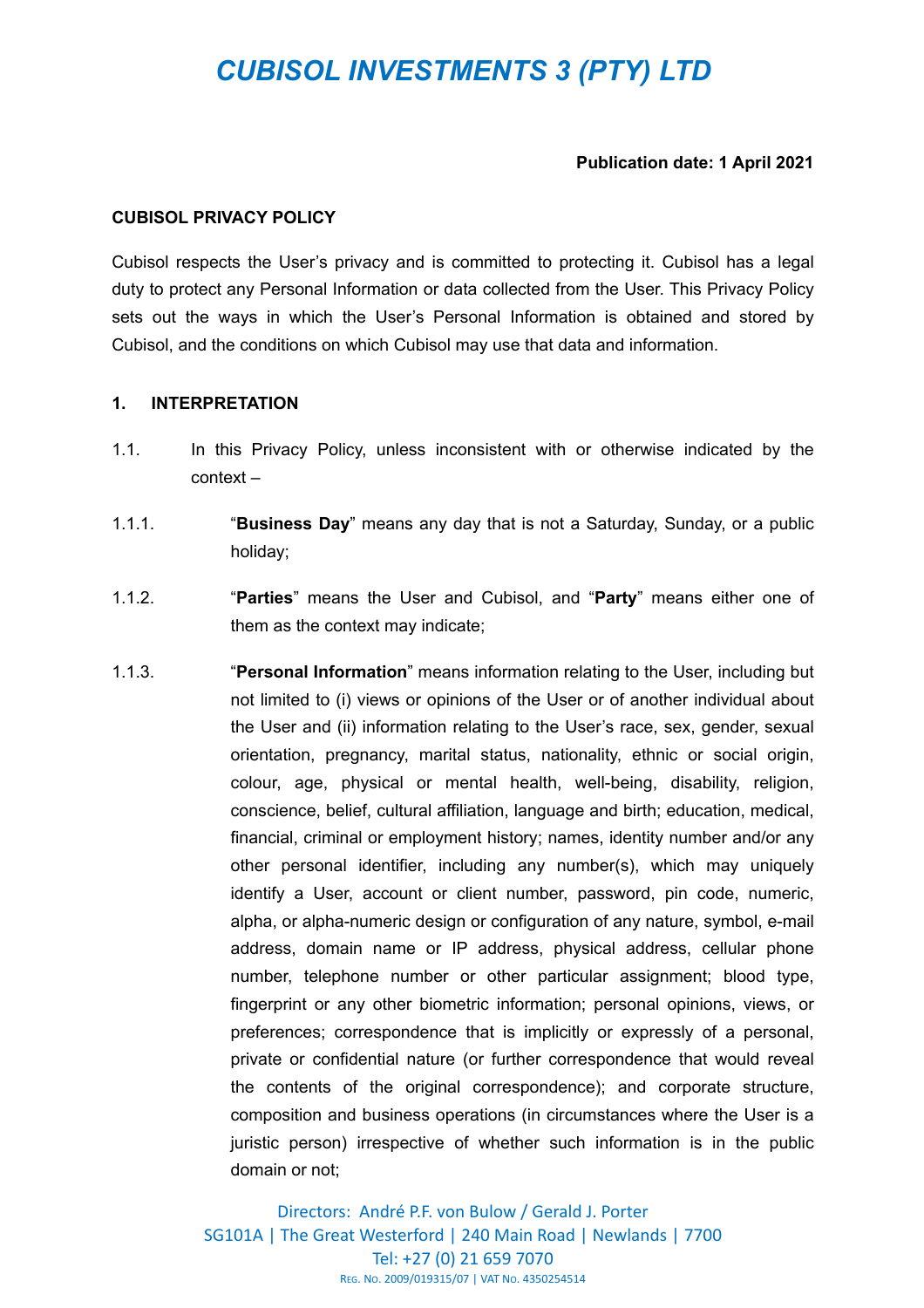# CUBISOL INVESTMENTS 3 (PTY) LTD

**Publication date: 1 April 2021**

**CUBISOL PRIVACY POLICY**

Cubisol respects the User's privacy and is committed to protecting it. Cubisol has a legal duty to protect any Personal Information or data collected from the User. This Privacy Policy sets out the ways in which the User's Personal Information is obtained and stored by Cubisol, and the conditions on which Cubisol may use that data and information.

## 1. INTERPRETATION

1.1. In this Privacy Policy, unless inconsistent with or otherwise indicated by the context –

1.1.1. "**Business Day**" means any day that is not a Saturday, Sunday, or a public holiday;

1.1.2. "**Parties**" means the User and Cubisol, and "**Party**" means either one of them as the context may indicate;

1.1.3. "**Personal Information**" means information relating to the User, including but not limited to (i) views or opinions of the User or of another individual about the User and (ii) information relating to the User's race, sex, gender, sexual orientation, pregnancy, marital status, nationality, ethnic or social origin, colour, age, physical or mental health, well-being, disability, religion, conscience, belief, cultural affiliation, language and birth; education, medical, financial, criminal or employment history; names, identity number and/or any other personal identifier, including any number(s), which may uniquely identify a User, account or client number, password, pin code, numeric, alpha, or alpha-numeric design or configuration of any nature, symbol, e-mail address, domain name or IP address, physical address, cellular phone number, telephone number or other particular assignment; blood type, fingerprint or any other biometric information; personal opinions, views, or preferences; correspondence that is implicitly or expressly of a personal, private or confidential nature (or further correspondence that would reveal the contents of the original correspondence); and corporate structure, composition and business operations (in circumstances where the User is a juristic person) irrespective of whether such information is in the public domain or not;

Directors: André P.F. von Bulow / Gerald J. Porter
SG101A | The Great Westerford | 240 Main Road | Newlands | 7700
Tel: +27 (0) 21 659 7070
Reg. No. 2009/019315/07 | VAT No. 4350254514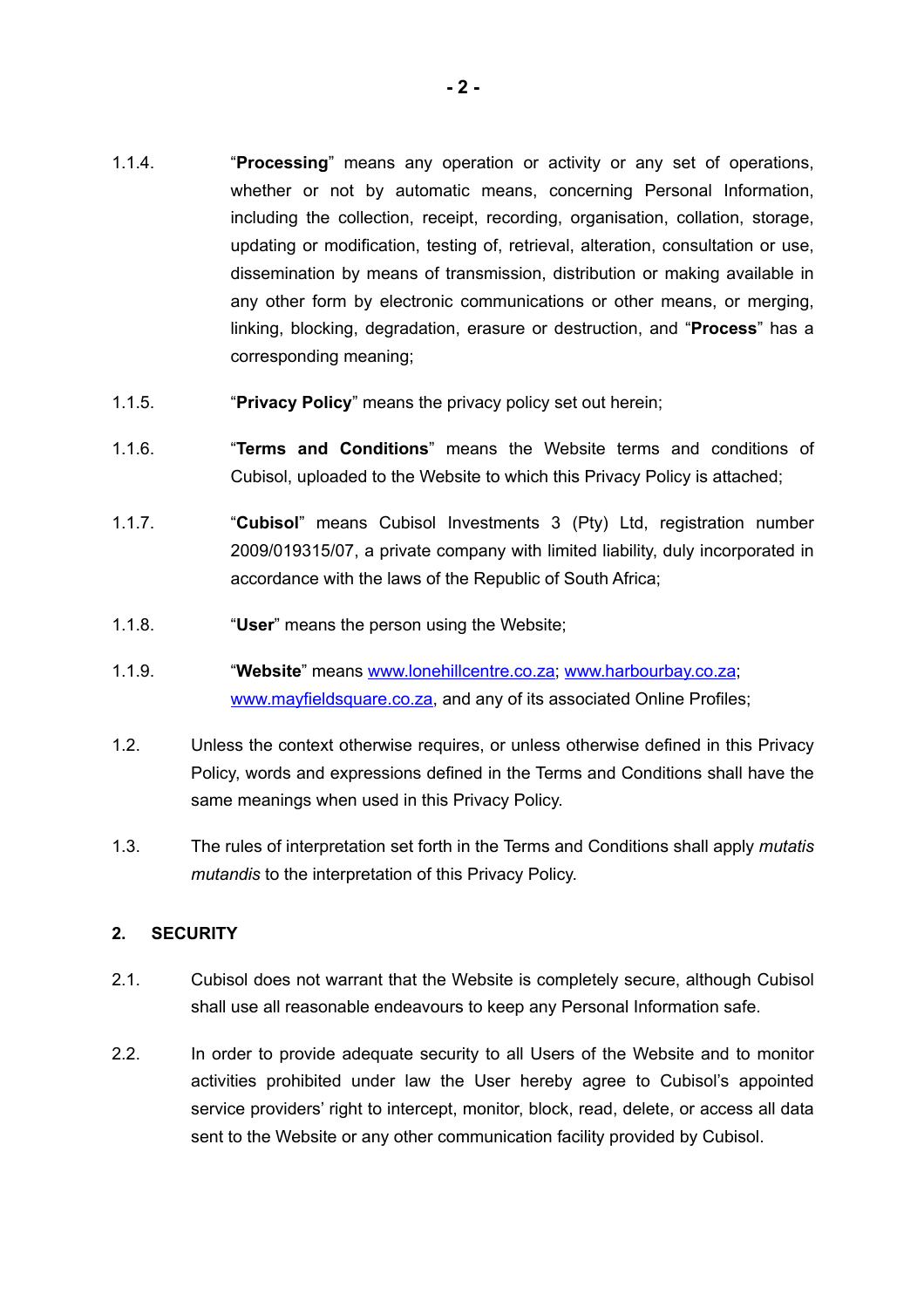1.1.4. “**Processing**” means any operation or activity or any set of operations, whether or not by automatic means, concerning Personal Information, including the collection, receipt, recording, organisation, collation, storage, updating or modification, testing of, retrieval, alteration, consultation or use, dissemination by means of transmission, distribution or making available in any other form by electronic communications or other means, or merging, linking, blocking, degradation, erasure or destruction, and “**Process**” has a corresponding meaning;

1.1.5. “**Privacy Policy**” means the privacy policy set out herein;

1.1.6. “**Terms and Conditions**” means the Website terms and conditions of Cubisol, uploaded to the Website to which this Privacy Policy is attached;

1.1.7. “**Cubisol**” means Cubisol Investments 3 (Pty) Ltd, registration number 2009/019315/07, a private company with limited liability, duly incorporated in accordance with the laws of the Republic of South Africa;

1.1.8. “**User**” means the person using the Website;

1.1.9. “**Website**” means [www.lonehillcentre.co.za](http://www.lonehillcentre.co.za); [www.harbourbay.co.za](http://www.harbourbay.co.za); [www.mayfieldsquare.co.za](http://www.mayfieldsquare.co.za), and any of its associated Online Profiles;

1.2. Unless the context otherwise requires, or unless otherwise defined in this Privacy Policy, words and expressions defined in the Terms and Conditions shall have the same meanings when used in this Privacy Policy.

1.3. The rules of interpretation set forth in the Terms and Conditions shall apply *mutatis mutandis* to the interpretation of this Privacy Policy.

## 2. SECURITY

2.1. Cubisol does not warrant that the Website is completely secure, although Cubisol shall use all reasonable endeavours to keep any Personal Information safe.

2.2. In order to provide adequate security to all Users of the Website and to monitor activities prohibited under law the User hereby agree to Cubisol’s appointed service providers’ right to intercept, monitor, block, read, delete, or access all data sent to the Website or any other communication facility provided by Cubisol.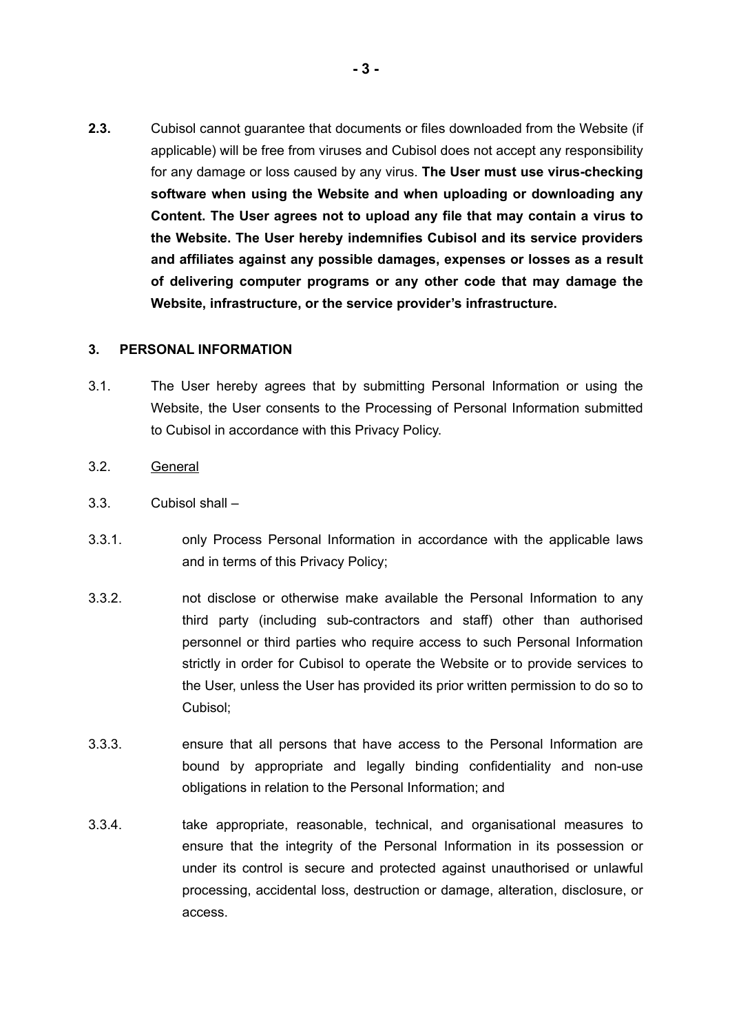**2.3.** Cubisol cannot guarantee that documents or files downloaded from the Website (if applicable) will be free from viruses and Cubisol does not accept any responsibility for any damage or loss caused by any virus. **The User must use virus-checking software when using the Website and when uploading or downloading any Content. The User agrees not to upload any file that may contain a virus to the Website. The User hereby indemnifies Cubisol and its service providers and affiliates against any possible damages, expenses or losses as a result of delivering computer programs or any other code that may damage the Website, infrastructure, or the service provider's infrastructure.**

## 3. PERSONAL INFORMATION

3.1. The User hereby agrees that by submitting Personal Information or using the Website, the User consents to the Processing of Personal Information submitted to Cubisol in accordance with this Privacy Policy.

3.2. <u>General</u>

3.3. Cubisol shall –

3.3.1. only Process Personal Information in accordance with the applicable laws and in terms of this Privacy Policy;

3.3.2. not disclose or otherwise make available the Personal Information to any third party (including sub-contractors and staff) other than authorised personnel or third parties who require access to such Personal Information strictly in order for Cubisol to operate the Website or to provide services to the User, unless the User has provided its prior written permission to do so to Cubisol;

3.3.3. ensure that all persons that have access to the Personal Information are bound by appropriate and legally binding confidentiality and non-use obligations in relation to the Personal Information; and

3.3.4. take appropriate, reasonable, technical, and organisational measures to ensure that the integrity of the Personal Information in its possession or under its control is secure and protected against unauthorised or unlawful processing, accidental loss, destruction or damage, alteration, disclosure, or access.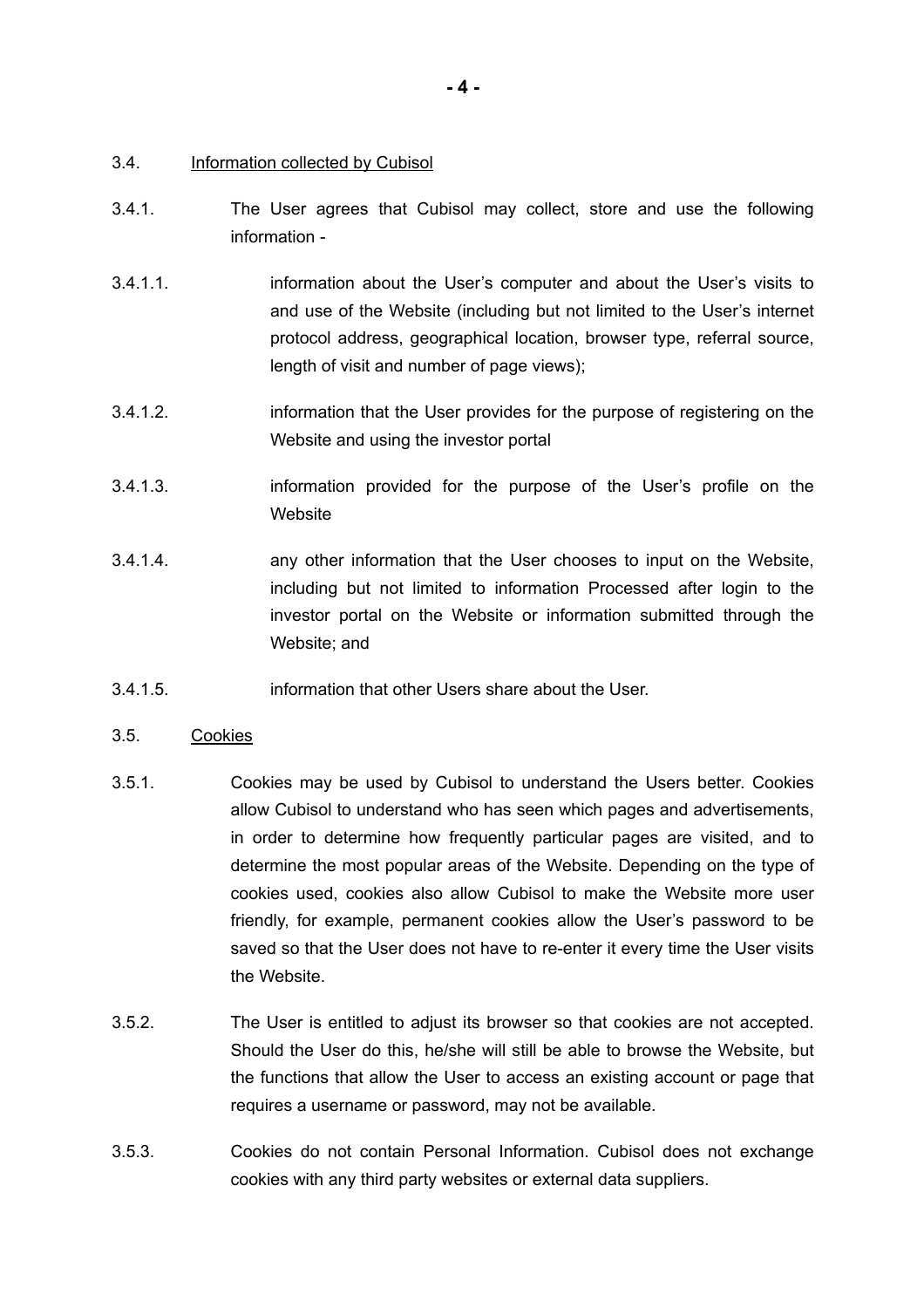3.4. <u>Information collected by Cubisol</u>

3.4.1. The User agrees that Cubisol may collect, store and use the following information -

3.4.1.1. information about the User's computer and about the User's visits to and use of the Website (including but not limited to the User's internet protocol address, geographical location, browser type, referral source, length of visit and number of page views);

3.4.1.2. information that the User provides for the purpose of registering on the Website and using the investor portal

3.4.1.3. information provided for the purpose of the User's profile on the Website

3.4.1.4. any other information that the User chooses to input on the Website, including but not limited to information Processed after login to the investor portal on the Website or information submitted through the Website; and

3.4.1.5. information that other Users share about the User.

3.5. <u>Cookies</u>

3.5.1. Cookies may be used by Cubisol to understand the Users better. Cookies allow Cubisol to understand who has seen which pages and advertisements, in order to determine how frequently particular pages are visited, and to determine the most popular areas of the Website. Depending on the type of cookies used, cookies also allow Cubisol to make the Website more user friendly, for example, permanent cookies allow the User's password to be saved so that the User does not have to re-enter it every time the User visits the Website.

3.5.2. The User is entitled to adjust its browser so that cookies are not accepted. Should the User do this, he/she will still be able to browse the Website, but the functions that allow the User to access an existing account or page that requires a username or password, may not be available.

3.5.3. Cookies do not contain Personal Information. Cubisol does not exchange cookies with any third party websites or external data suppliers.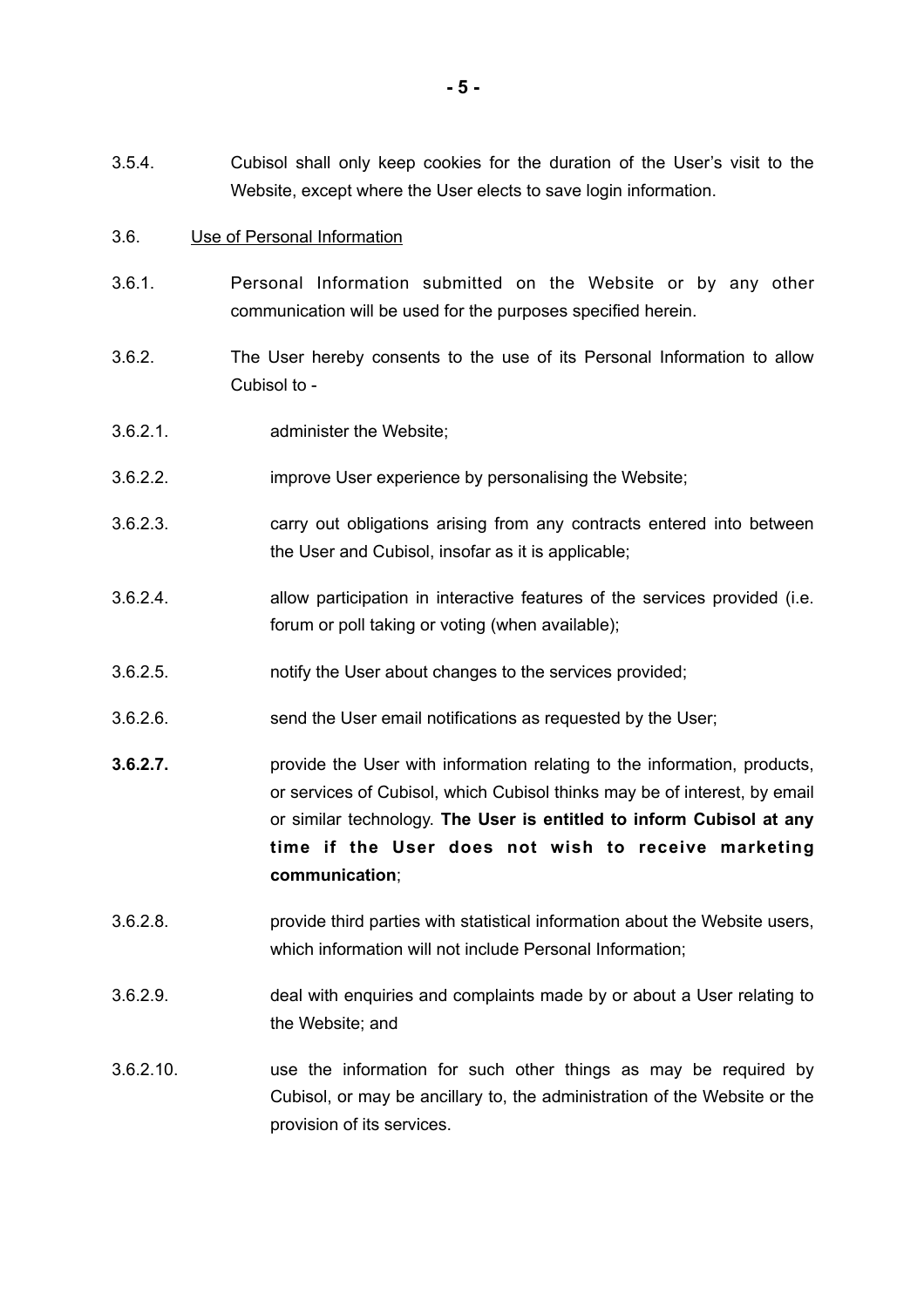3.5.4. Cubisol shall only keep cookies for the duration of the User's visit to the Website, except where the User elects to save login information.

3.6. Use of Personal Information

3.6.1. Personal Information submitted on the Website or by any other communication will be used for the purposes specified herein.

3.6.2. The User hereby consents to the use of its Personal Information to allow Cubisol to -

3.6.2.1. administer the Website;

3.6.2.2. improve User experience by personalising the Website;

3.6.2.3. carry out obligations arising from any contracts entered into between the User and Cubisol, insofar as it is applicable;

3.6.2.4. allow participation in interactive features of the services provided (i.e. forum or poll taking or voting (when available);

3.6.2.5. notify the User about changes to the services provided;

3.6.2.6. send the User email notifications as requested by the User;

**3.6.2.7.** provide the User with information relating to the information, products, or services of Cubisol, which Cubisol thinks may be of interest, by email or similar technology. **The User is entitled to inform Cubisol at any time if the User does not wish to receive marketing communication**;

3.6.2.8. provide third parties with statistical information about the Website users, which information will not include Personal Information;

3.6.2.9. deal with enquiries and complaints made by or about a User relating to the Website; and

3.6.2.10. use the information for such other things as may be required by Cubisol, or may be ancillary to, the administration of the Website or the provision of its services.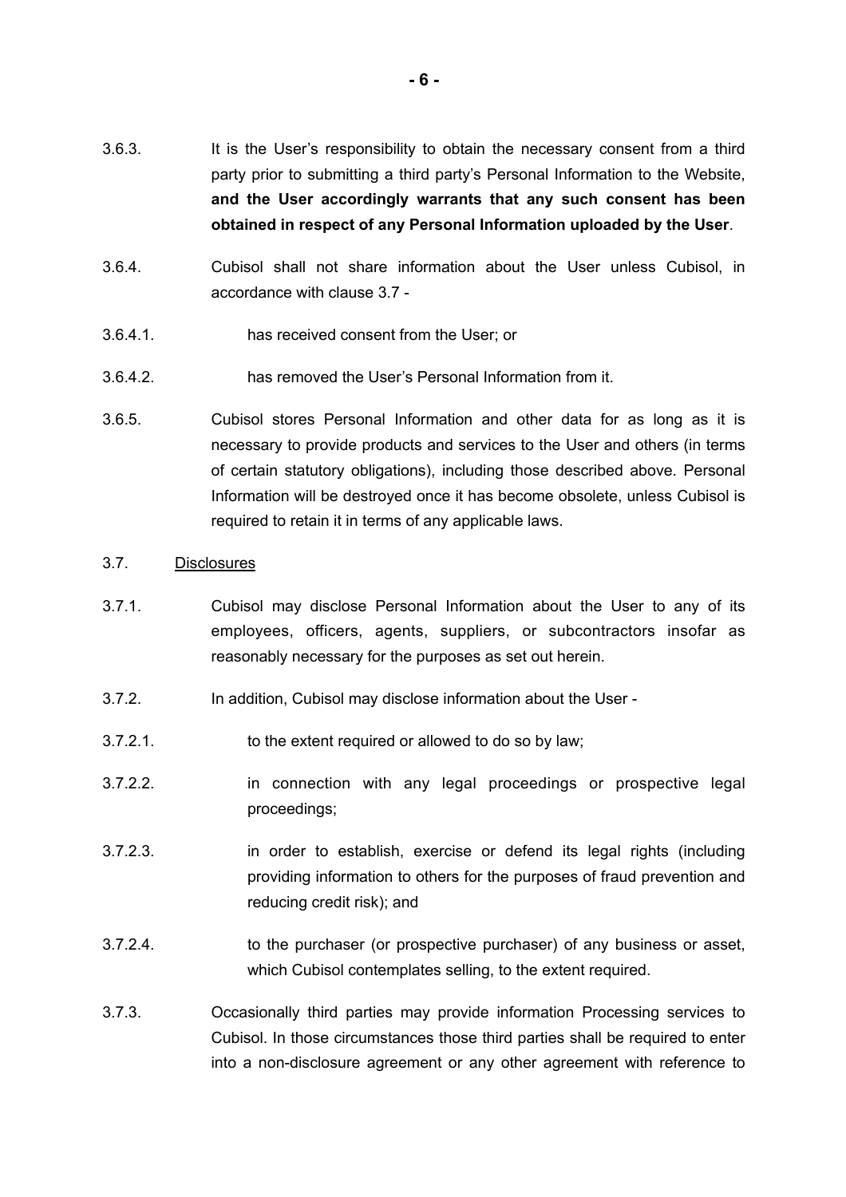3.6.3. It is the User's responsibility to obtain the necessary consent from a third party prior to submitting a third party's Personal Information to the Website, **and the User accordingly warrants that any such consent has been obtained in respect of any Personal Information uploaded by the User**.

3.6.4. Cubisol shall not share information about the User unless Cubisol, in accordance with clause 3.7 -

3.6.4.1. has received consent from the User; or

3.6.4.2. has removed the User's Personal Information from it.

3.6.5. Cubisol stores Personal Information and other data for as long as it is necessary to provide products and services to the User and others (in terms of certain statutory obligations), including those described above. Personal Information will be destroyed once it has become obsolete, unless Cubisol is required to retain it in terms of any applicable laws.

3.7. Disclosures

3.7.1. Cubisol may disclose Personal Information about the User to any of its employees, officers, agents, suppliers, or subcontractors insofar as reasonably necessary for the purposes as set out herein.

3.7.2. In addition, Cubisol may disclose information about the User -

3.7.2.1. to the extent required or allowed to do so by law;

3.7.2.2. in connection with any legal proceedings or prospective legal proceedings;

3.7.2.3. in order to establish, exercise or defend its legal rights (including providing information to others for the purposes of fraud prevention and reducing credit risk); and

3.7.2.4. to the purchaser (or prospective purchaser) of any business or asset, which Cubisol contemplates selling, to the extent required.

3.7.3. Occasionally third parties may provide information Processing services to Cubisol. In those circumstances those third parties shall be required to enter into a non-disclosure agreement or any other agreement with reference to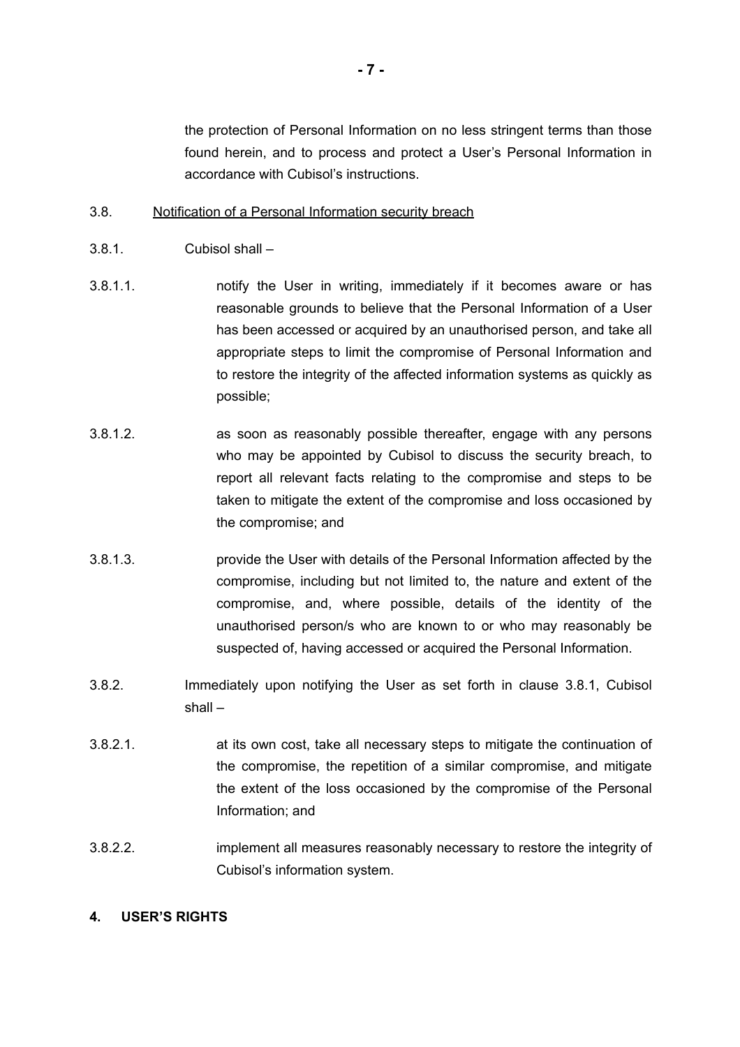the protection of Personal Information on no less stringent terms than those found herein, and to process and protect a User's Personal Information in accordance with Cubisol's instructions.

3.8. <u>Notification of a Personal Information security breach</u>

3.8.1. Cubisol shall –

3.8.1.1. notify the User in writing, immediately if it becomes aware or has reasonable grounds to believe that the Personal Information of a User has been accessed or acquired by an unauthorised person, and take all appropriate steps to limit the compromise of Personal Information and to restore the integrity of the affected information systems as quickly as possible;

3.8.1.2. as soon as reasonably possible thereafter, engage with any persons who may be appointed by Cubisol to discuss the security breach, to report all relevant facts relating to the compromise and steps to be taken to mitigate the extent of the compromise and loss occasioned by the compromise; and

3.8.1.3. provide the User with details of the Personal Information affected by the compromise, including but not limited to, the nature and extent of the compromise, and, where possible, details of the identity of the unauthorised person/s who are known to or who may reasonably be suspected of, having accessed or acquired the Personal Information.

3.8.2. Immediately upon notifying the User as set forth in clause 3.8.1, Cubisol shall –

3.8.2.1. at its own cost, take all necessary steps to mitigate the continuation of the compromise, the repetition of a similar compromise, and mitigate the extent of the loss occasioned by the compromise of the Personal Information; and

3.8.2.2. implement all measures reasonably necessary to restore the integrity of Cubisol's information system.

## 4. USER'S RIGHTS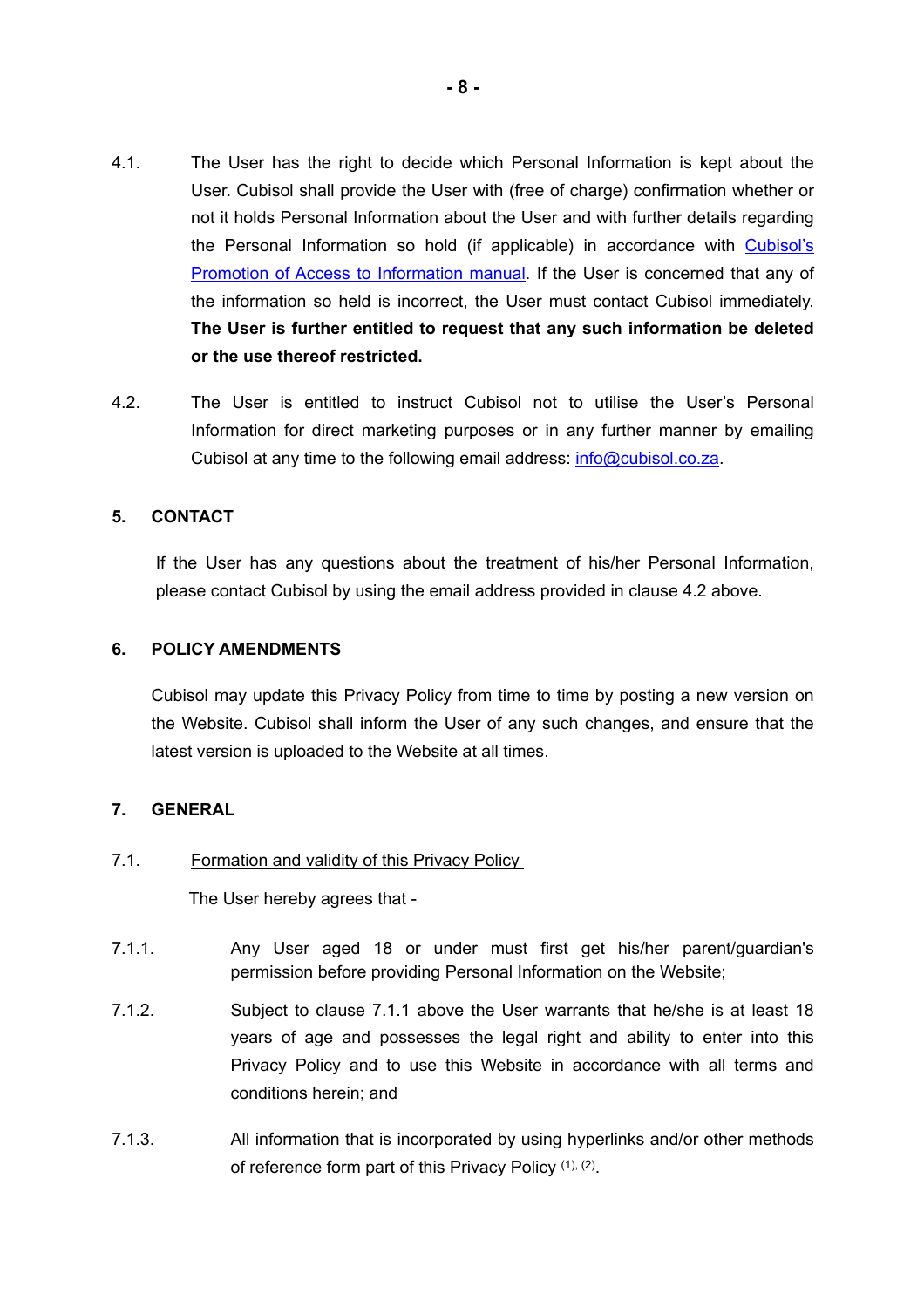4.1. The User has the right to decide which Personal Information is kept about the User. Cubisol shall provide the User with (free of charge) confirmation whether or not it holds Personal Information about the User and with further details regarding the Personal Information so hold (if applicable) in accordance with [Cubisol's Promotion of Access to Information manual](). If the User is concerned that any of the information so held is incorrect, the User must contact Cubisol immediately. **The User is further entitled to request that any such information be deleted or the use thereof restricted.**

4.2. The User is entitled to instruct Cubisol not to utilise the User's Personal Information for direct marketing purposes or in any further manner by emailing Cubisol at any time to the following email address: [info@cubisol.co.za](mailto:info@cubisol.co.za).

## 5. CONTACT

If the User has any questions about the treatment of his/her Personal Information, please contact Cubisol by using the email address provided in clause 4.2 above.

## 6. POLICY AMENDMENTS

Cubisol may update this Privacy Policy from time to time by posting a new version on the Website. Cubisol shall inform the User of any such changes, and ensure that the latest version is uploaded to the Website at all times.

## 7. GENERAL

7.1. Formation and validity of this Privacy Policy

The User hereby agrees that -

7.1.1. Any User aged 18 or under must first get his/her parent/guardian's permission before providing Personal Information on the Website;

7.1.2. Subject to clause 7.1.1 above the User warrants that he/she is at least 18 years of age and possesses the legal right and ability to enter into this Privacy Policy and to use this Website in accordance with all terms and conditions herein; and

7.1.3. All information that is incorporated by using hyperlinks and/or other methods of reference form part of this Privacy Policy [(1), (2)].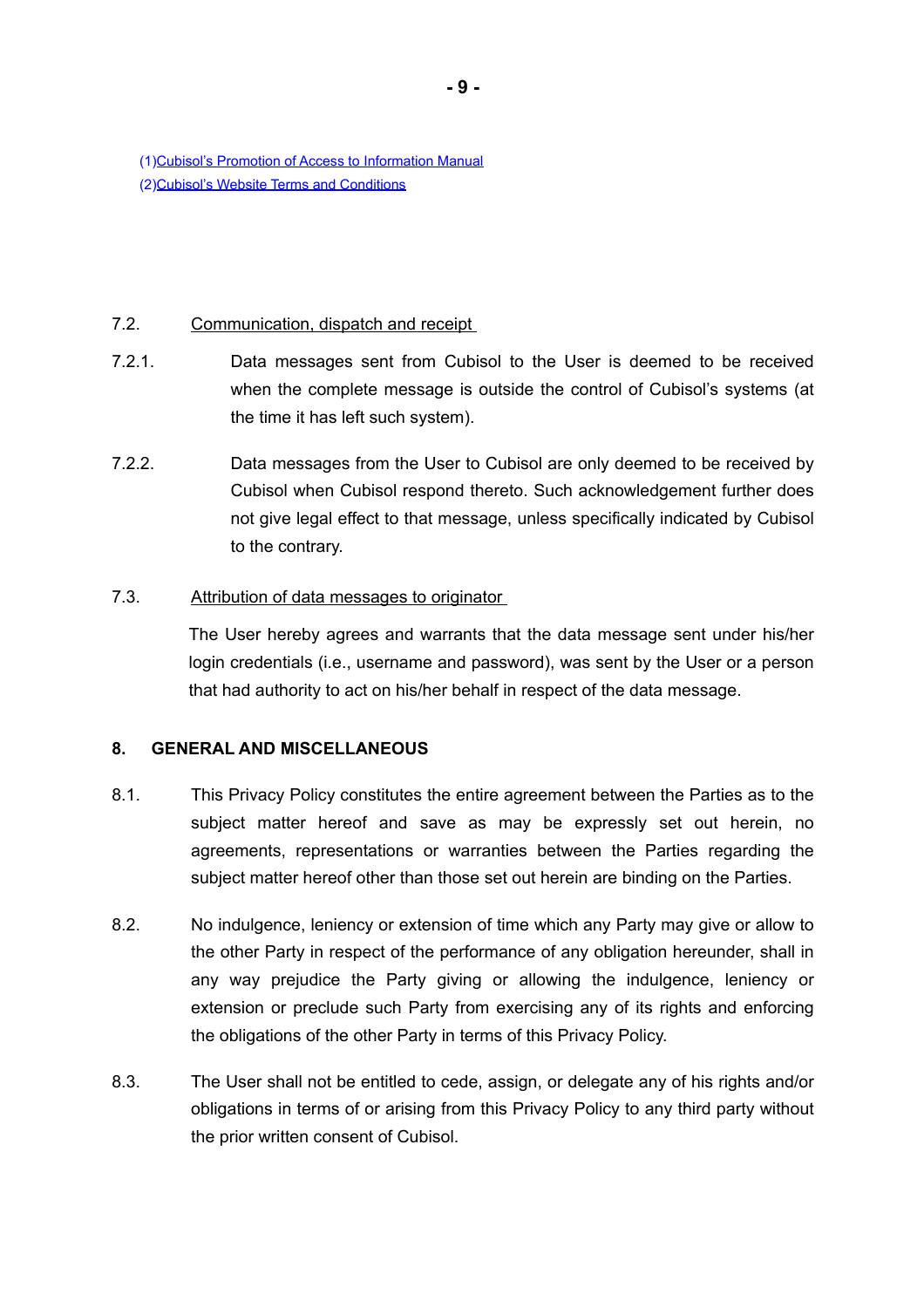(1)Cubisol's Promotion of Access to Information Manual
(2)Cubisol's Website Terms and Conditions

7.2. Communication, dispatch and receipt

7.2.1. Data messages sent from Cubisol to the User is deemed to be received when the complete message is outside the control of Cubisol's systems (at the time it has left such system).

7.2.2. Data messages from the User to Cubisol are only deemed to be received by Cubisol when Cubisol respond thereto. Such acknowledgement further does not give legal effect to that message, unless specifically indicated by Cubisol to the contrary.

7.3. Attribution of data messages to originator

The User hereby agrees and warrants that the data message sent under his/her login credentials (i.e., username and password), was sent by the User or a person that had authority to act on his/her behalf in respect of the data message.

## 8. GENERAL AND MISCELLANEOUS

8.1. This Privacy Policy constitutes the entire agreement between the Parties as to the subject matter hereof and save as may be expressly set out herein, no agreements, representations or warranties between the Parties regarding the subject matter hereof other than those set out herein are binding on the Parties.

8.2. No indulgence, leniency or extension of time which any Party may give or allow to the other Party in respect of the performance of any obligation hereunder, shall in any way prejudice the Party giving or allowing the indulgence, leniency or extension or preclude such Party from exercising any of its rights and enforcing the obligations of the other Party in terms of this Privacy Policy.

8.3. The User shall not be entitled to cede, assign, or delegate any of his rights and/or obligations in terms of or arising from this Privacy Policy to any third party without the prior written consent of Cubisol.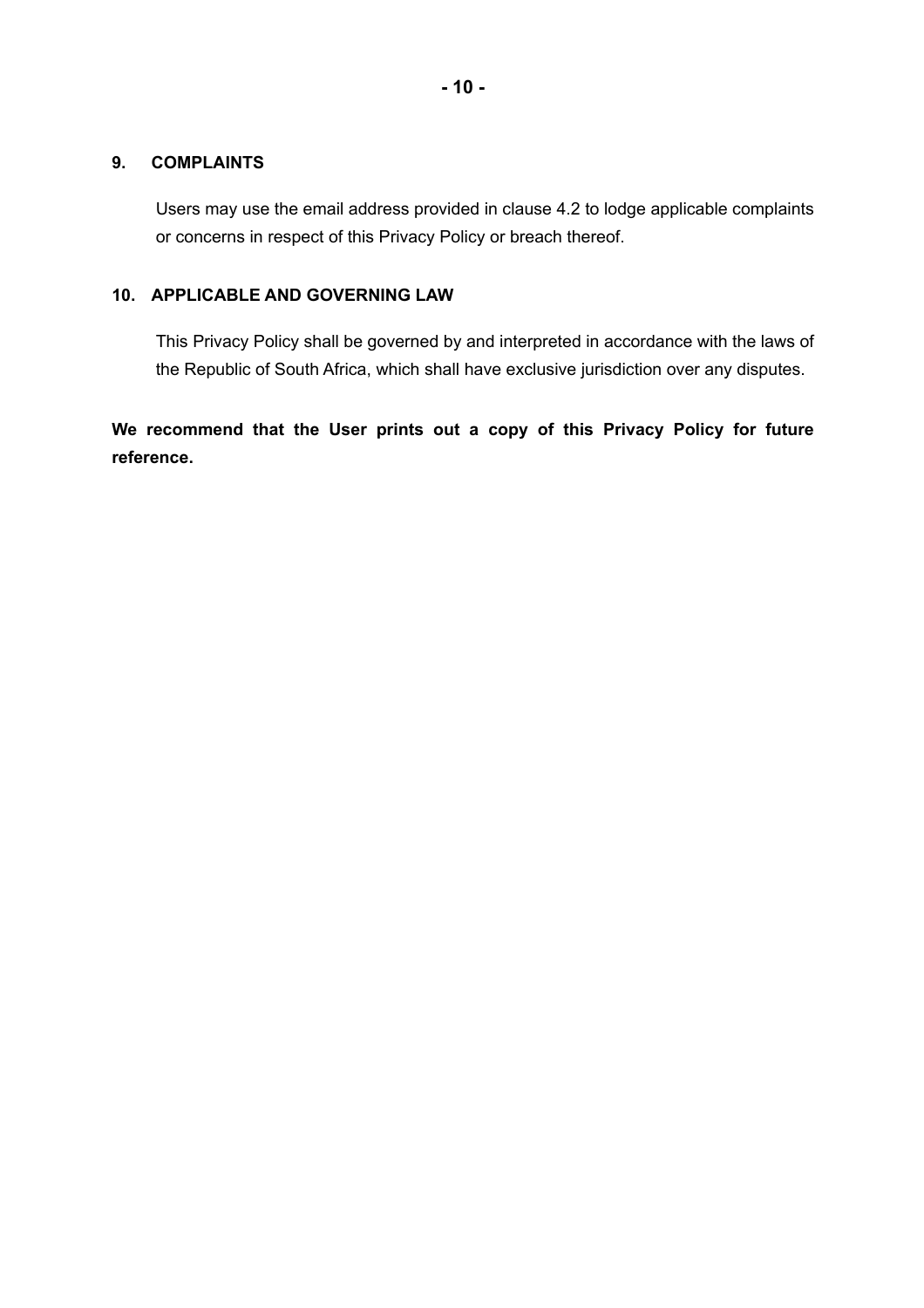## 9. COMPLAINTS

Users may use the email address provided in clause 4.2 to lodge applicable complaints or concerns in respect of this Privacy Policy or breach thereof.

## 10. APPLICABLE AND GOVERNING LAW

This Privacy Policy shall be governed by and interpreted in accordance with the laws of the Republic of South Africa, which shall have exclusive jurisdiction over any disputes.

**We recommend that the User prints out a copy of this Privacy Policy for future reference.**